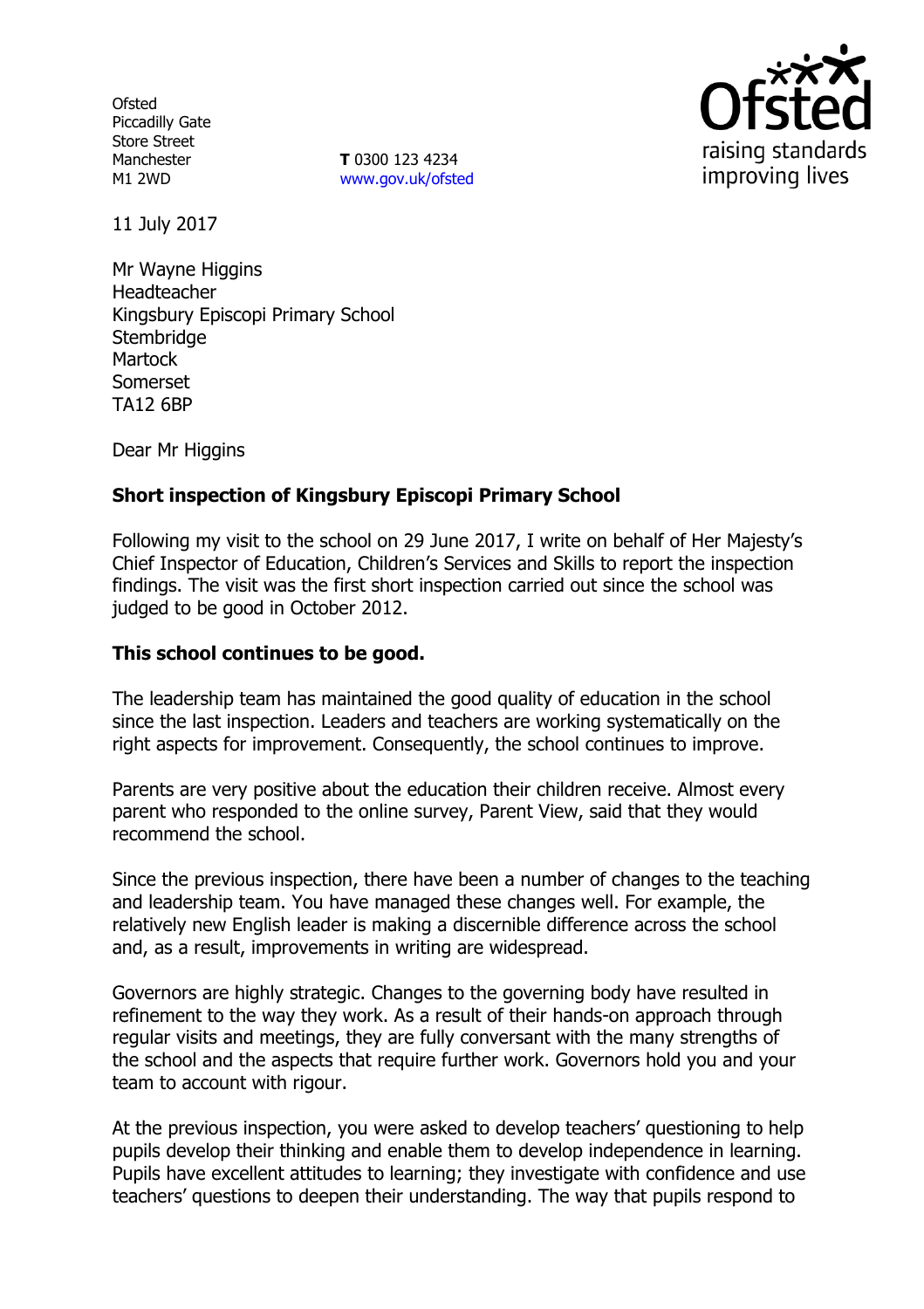Ofsted
Piccadilly Gate
Store Street
Manchester
M1 2WD

**T** 0300 123 4234
www.gov.uk/ofsted

Ofsted
raising standards
improving lives

11 July 2017

Mr Wayne Higgins
Headteacher
Kingsbury Episcopi Primary School
Stembridge
Martock
Somerset
TA12 6BP

Dear Mr Higgins

**Short inspection of Kingsbury Episcopi Primary School**

Following my visit to the school on 29 June 2017, I write on behalf of Her Majesty's Chief Inspector of Education, Children's Services and Skills to report the inspection findings. The visit was the first short inspection carried out since the school was judged to be good in October 2012.

**This school continues to be good.**

The leadership team has maintained the good quality of education in the school since the last inspection. Leaders and teachers are working systematically on the right aspects for improvement. Consequently, the school continues to improve.

Parents are very positive about the education their children receive. Almost every parent who responded to the online survey, Parent View, said that they would recommend the school.

Since the previous inspection, there have been a number of changes to the teaching and leadership team. You have managed these changes well. For example, the relatively new English leader is making a discernible difference across the school and, as a result, improvements in writing are widespread.

Governors are highly strategic. Changes to the governing body have resulted in refinement to the way they work. As a result of their hands-on approach through regular visits and meetings, they are fully conversant with the many strengths of the school and the aspects that require further work. Governors hold you and your team to account with rigour.

At the previous inspection, you were asked to develop teachers' questioning to help pupils develop their thinking and enable them to develop independence in learning. Pupils have excellent attitudes to learning; they investigate with confidence and use teachers' questions to deepen their understanding. The way that pupils respond to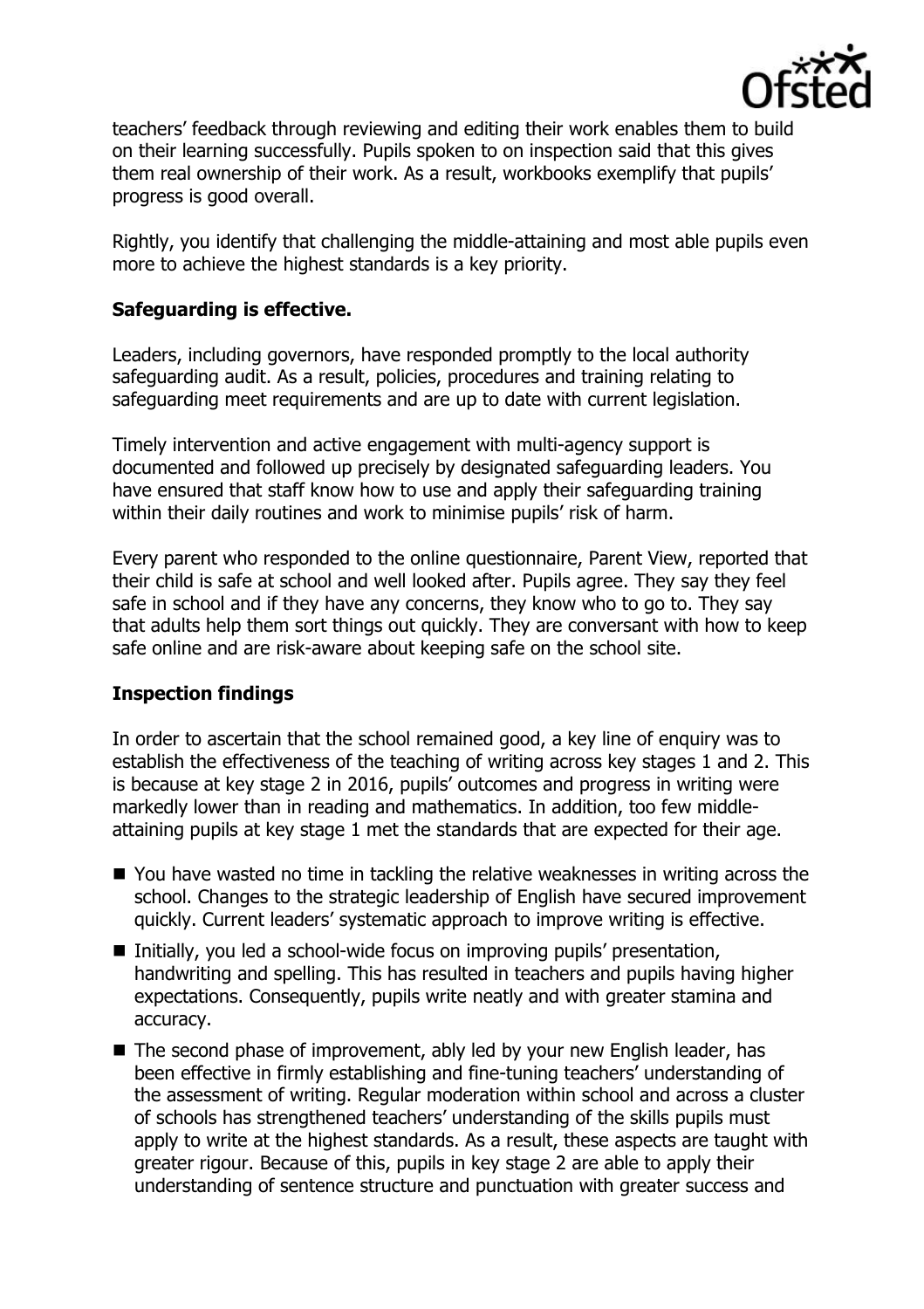teachers' feedback through reviewing and editing their work enables them to build on their learning successfully. Pupils spoken to on inspection said that this gives them real ownership of their work. As a result, workbooks exemplify that pupils' progress is good overall.

Rightly, you identify that challenging the middle-attaining and most able pupils even more to achieve the highest standards is a key priority.

## Safeguarding is effective.

Leaders, including governors, have responded promptly to the local authority safeguarding audit. As a result, policies, procedures and training relating to safeguarding meet requirements and are up to date with current legislation.

Timely intervention and active engagement with multi-agency support is documented and followed up precisely by designated safeguarding leaders. You have ensured that staff know how to use and apply their safeguarding training within their daily routines and work to minimise pupils' risk of harm.

Every parent who responded to the online questionnaire, Parent View, reported that their child is safe at school and well looked after. Pupils agree. They say they feel safe in school and if they have any concerns, they know who to go to. They say that adults help them sort things out quickly. They are conversant with how to keep safe online and are risk-aware about keeping safe on the school site.

## Inspection findings

In order to ascertain that the school remained good, a key line of enquiry was to establish the effectiveness of the teaching of writing across key stages 1 and 2. This is because at key stage 2 in 2016, pupils' outcomes and progress in writing were markedly lower than in reading and mathematics. In addition, too few middle-attaining pupils at key stage 1 met the standards that are expected for their age.

- You have wasted no time in tackling the relative weaknesses in writing across the school. Changes to the strategic leadership of English have secured improvement quickly. Current leaders' systematic approach to improve writing is effective.
- Initially, you led a school-wide focus on improving pupils' presentation, handwriting and spelling. This has resulted in teachers and pupils having higher expectations. Consequently, pupils write neatly and with greater stamina and accuracy.
- The second phase of improvement, ably led by your new English leader, has been effective in firmly establishing and fine-tuning teachers' understanding of the assessment of writing. Regular moderation within school and across a cluster of schools has strengthened teachers' understanding of the skills pupils must apply to write at the highest standards. As a result, these aspects are taught with greater rigour. Because of this, pupils in key stage 2 are able to apply their understanding of sentence structure and punctuation with greater success and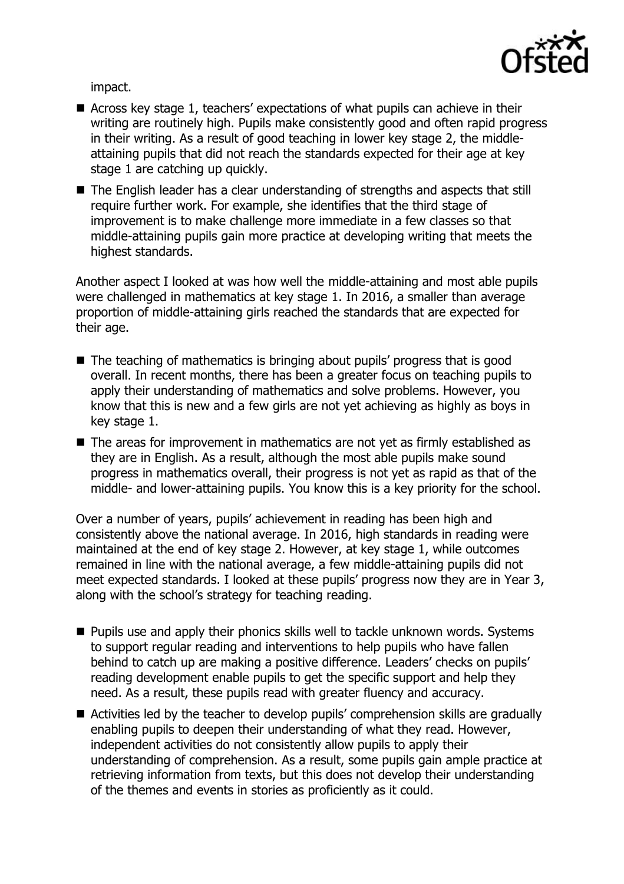impact.

- Across key stage 1, teachers' expectations of what pupils can achieve in their writing are routinely high. Pupils make consistently good and often rapid progress in their writing. As a result of good teaching in lower key stage 2, the middle-attaining pupils that did not reach the standards expected for their age at key stage 1 are catching up quickly.
- The English leader has a clear understanding of strengths and aspects that still require further work. For example, she identifies that the third stage of improvement is to make challenge more immediate in a few classes so that middle-attaining pupils gain more practice at developing writing that meets the highest standards.

Another aspect I looked at was how well the middle-attaining and most able pupils were challenged in mathematics at key stage 1. In 2016, a smaller than average proportion of middle-attaining girls reached the standards that are expected for their age.

- The teaching of mathematics is bringing about pupils' progress that is good overall. In recent months, there has been a greater focus on teaching pupils to apply their understanding of mathematics and solve problems. However, you know that this is new and a few girls are not yet achieving as highly as boys in key stage 1.
- The areas for improvement in mathematics are not yet as firmly established as they are in English. As a result, although the most able pupils make sound progress in mathematics overall, their progress is not yet as rapid as that of the middle- and lower-attaining pupils. You know this is a key priority for the school.

Over a number of years, pupils' achievement in reading has been high and consistently above the national average. In 2016, high standards in reading were maintained at the end of key stage 2. However, at key stage 1, while outcomes remained in line with the national average, a few middle-attaining pupils did not meet expected standards. I looked at these pupils' progress now they are in Year 3, along with the school's strategy for teaching reading.

- Pupils use and apply their phonics skills well to tackle unknown words. Systems to support regular reading and interventions to help pupils who have fallen behind to catch up are making a positive difference. Leaders' checks on pupils' reading development enable pupils to get the specific support and help they need. As a result, these pupils read with greater fluency and accuracy.
- Activities led by the teacher to develop pupils' comprehension skills are gradually enabling pupils to deepen their understanding of what they read. However, independent activities do not consistently allow pupils to apply their understanding of comprehension. As a result, some pupils gain ample practice at retrieving information from texts, but this does not develop their understanding of the themes and events in stories as proficiently as it could.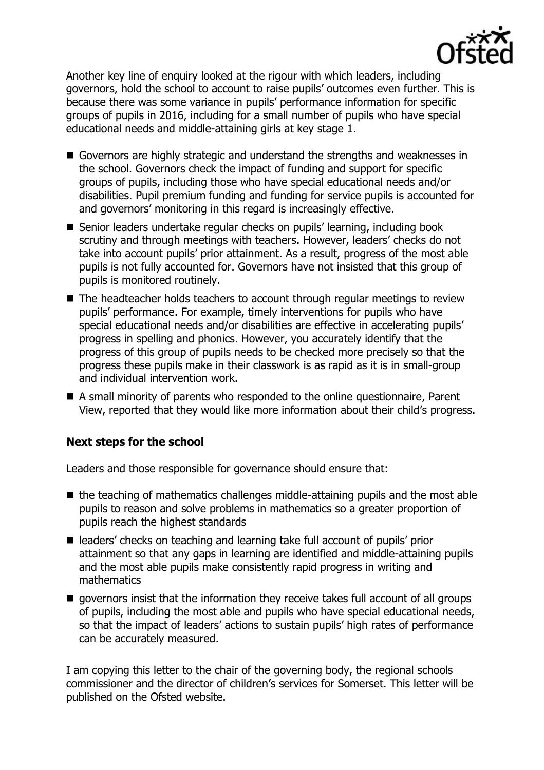Another key line of enquiry looked at the rigour with which leaders, including governors, hold the school to account to raise pupils' outcomes even further. This is because there was some variance in pupils' performance information for specific groups of pupils in 2016, including for a small number of pupils who have special educational needs and middle-attaining girls at key stage 1.

- Governors are highly strategic and understand the strengths and weaknesses in the school. Governors check the impact of funding and support for specific groups of pupils, including those who have special educational needs and/or disabilities. Pupil premium funding and funding for service pupils is accounted for and governors' monitoring in this regard is increasingly effective.
- Senior leaders undertake regular checks on pupils' learning, including book scrutiny and through meetings with teachers. However, leaders' checks do not take into account pupils' prior attainment. As a result, progress of the most able pupils is not fully accounted for. Governors have not insisted that this group of pupils is monitored routinely.
- The headteacher holds teachers to account through regular meetings to review pupils' performance. For example, timely interventions for pupils who have special educational needs and/or disabilities are effective in accelerating pupils' progress in spelling and phonics. However, you accurately identify that the progress of this group of pupils needs to be checked more precisely so that the progress these pupils make in their classwork is as rapid as it is in small-group and individual intervention work.
- A small minority of parents who responded to the online questionnaire, Parent View, reported that they would like more information about their child's progress.

**Next steps for the school**

Leaders and those responsible for governance should ensure that:

- the teaching of mathematics challenges middle-attaining pupils and the most able pupils to reason and solve problems in mathematics so a greater proportion of pupils reach the highest standards
- leaders' checks on teaching and learning take full account of pupils' prior attainment so that any gaps in learning are identified and middle-attaining pupils and the most able pupils make consistently rapid progress in writing and mathematics
- governors insist that the information they receive takes full account of all groups of pupils, including the most able and pupils who have special educational needs, so that the impact of leaders' actions to sustain pupils' high rates of performance can be accurately measured.

I am copying this letter to the chair of the governing body, the regional schools commissioner and the director of children's services for Somerset. This letter will be published on the Ofsted website.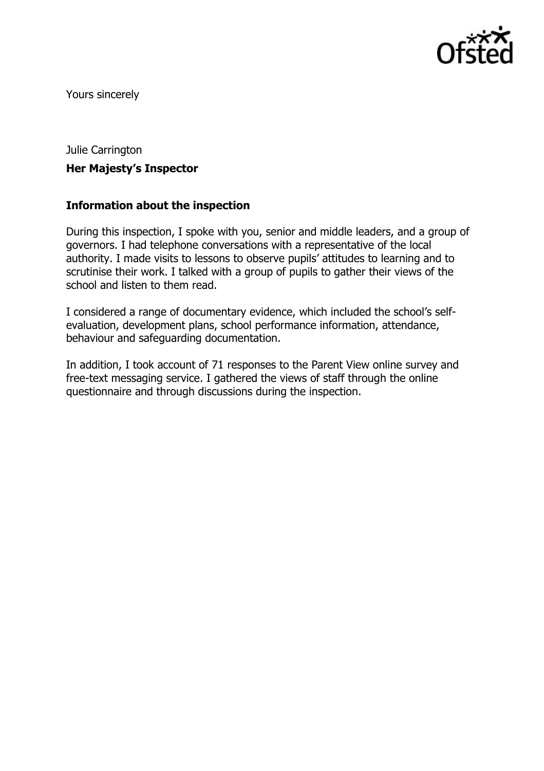Yours sincerely

Julie Carrington

**Her Majesty's Inspector**

## **Information about the inspection**

During this inspection, I spoke with you, senior and middle leaders, and a group of governors. I had telephone conversations with a representative of the local authority. I made visits to lessons to observe pupils' attitudes to learning and to scrutinise their work. I talked with a group of pupils to gather their views of the school and listen to them read.

I considered a range of documentary evidence, which included the school's self-evaluation, development plans, school performance information, attendance, behaviour and safeguarding documentation.

In addition, I took account of 71 responses to the Parent View online survey and free-text messaging service. I gathered the views of staff through the online questionnaire and through discussions during the inspection.